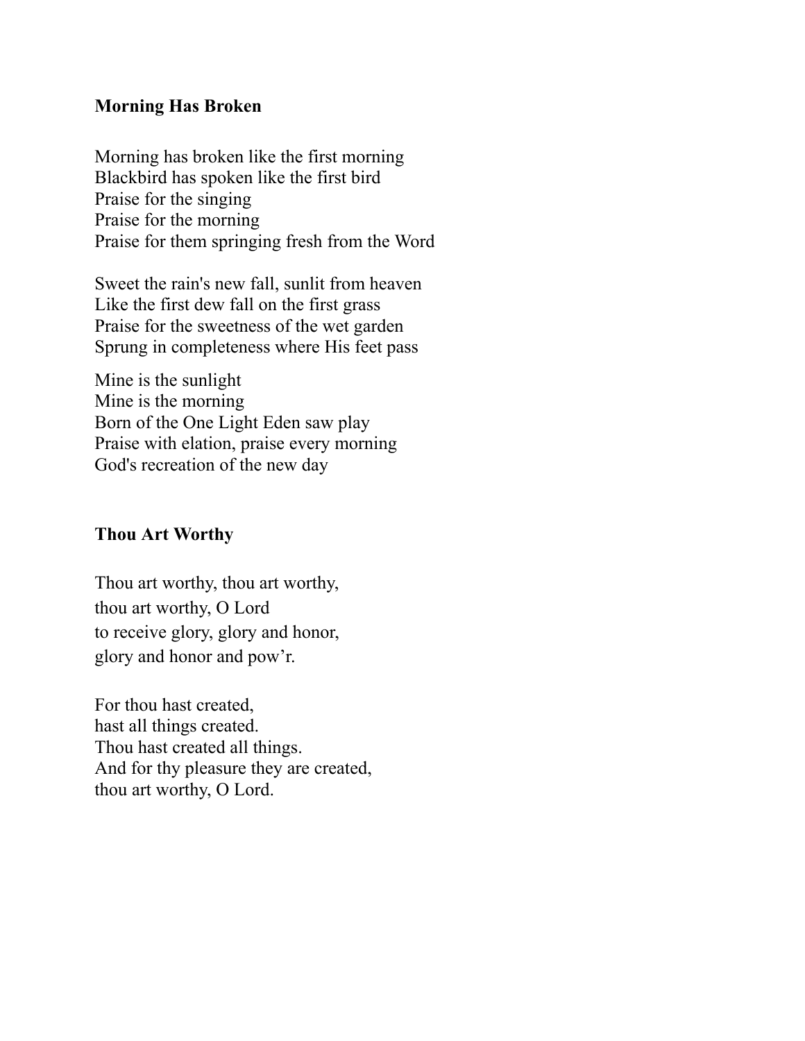**Morning Has Broken**

Morning has broken like the first morning  
Blackbird has spoken like the first bird  
Praise for the singing  
Praise for the morning  
Praise for them springing fresh from the Word

Sweet the rain's new fall, sunlit from heaven  
Like the first dew fall on the first grass  
Praise for the sweetness of the wet garden  
Sprung in completeness where His feet pass

Mine is the sunlight  
Mine is the morning  
Born of the One Light Eden saw play  
Praise with elation, praise every morning  
God's recreation of the new day

**Thou Art Worthy**

Thou art worthy, thou art worthy,  
thou art worthy, O Lord  
to receive glory, glory and honor,  
glory and honor and pow'r.

For thou hast created,  
hast all things created.  
Thou hast created all things.  
And for thy pleasure they are created,  
thou art worthy, O Lord.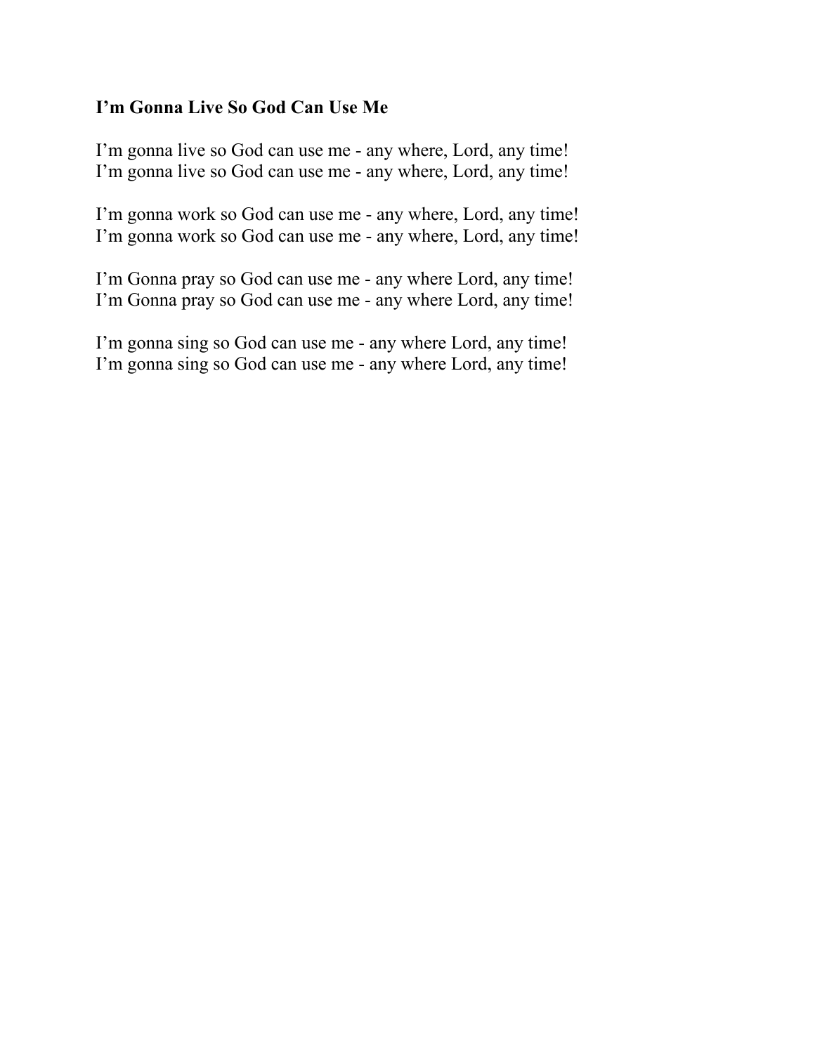**I'm Gonna Live So God Can Use Me**

I'm gonna live so God can use me - any where, Lord, any time!
I'm gonna live so God can use me - any where, Lord, any time!

I'm gonna work so God can use me - any where, Lord, any time!
I'm gonna work so God can use me - any where, Lord, any time!

I'm Gonna pray so God can use me - any where Lord, any time!
I'm Gonna pray so God can use me - any where Lord, any time!

I'm gonna sing so God can use me - any where Lord, any time!
I'm gonna sing so God can use me - any where Lord, any time!